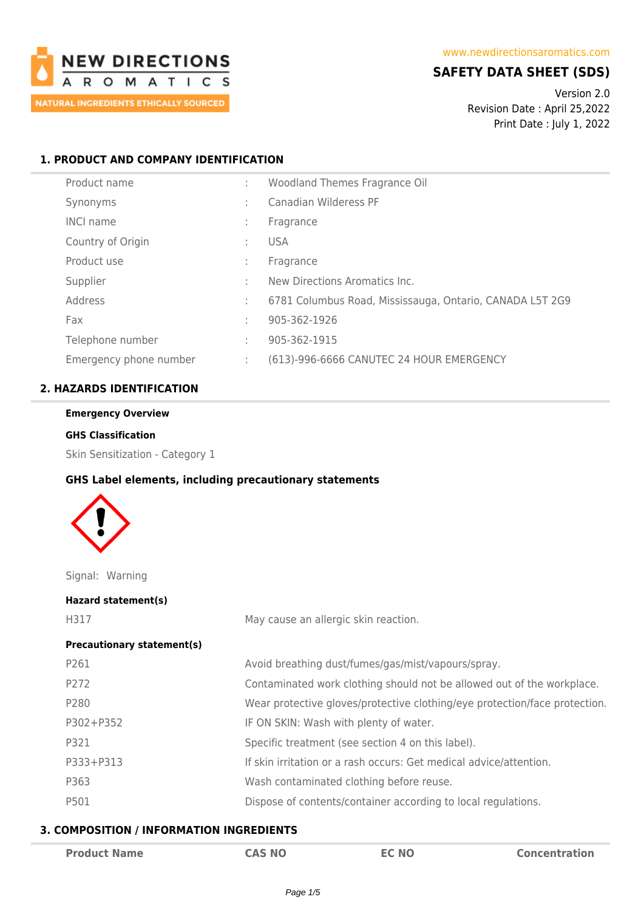NEW DIRECTIONS AROMATICS

NATURAL INGREDIENTS ETHICALLY SOURCED

www.newdirectionsaromatics.com

# SAFETY DATA SHEET (SDS)

Version 2.0
Revision Date : April 25,2022
Print Date : July 1, 2022

## 1. PRODUCT AND COMPANY IDENTIFICATION

| | | |
|---|---|---|
| Product name | : | Woodland Themes Fragrance Oil |
| Synonyms | : | Canadian Wilderess PF |
| INCI name | : | Fragrance |
| Country of Origin | : | USA |
| Product use | : | Fragrance |
| Supplier | : | New Directions Aromatics Inc. |
| Address | : | 6781 Columbus Road, Mississauga, Ontario, CANADA L5T 2G9 |
| Fax | : | 905-362-1926 |
| Telephone number | : | 905-362-1915 |
| Emergency phone number | : | (613)-996-6666 CANUTEC 24 HOUR EMERGENCY |

## 2. HAZARDS IDENTIFICATION

**Emergency Overview**

**GHS Classification**

Skin Sensitization - Category 1

**GHS Label elements, including precautionary statements**

Signal: Warning

**Hazard statement(s)**

| | |
|---|---|
| H317 | May cause an allergic skin reaction. |

**Precautionary statement(s)**

| | |
|---|---|
| P261 | Avoid breathing dust/fumes/gas/mist/vapours/spray. |
| P272 | Contaminated work clothing should not be allowed out of the workplace. |
| P280 | Wear protective gloves/protective clothing/eye protection/face protection. |
| P302+P352 | IF ON SKIN: Wash with plenty of water. |
| P321 | Specific treatment (see section 4 on this label). |
| P333+P313 | If skin irritation or a rash occurs: Get medical advice/attention. |
| P363 | Wash contaminated clothing before reuse. |
| P501 | Dispose of contents/container according to local regulations. |

## 3. COMPOSITION / INFORMATION INGREDIENTS

| Product Name | CAS NO | EC NO | Concentration |
|---|---|---|---|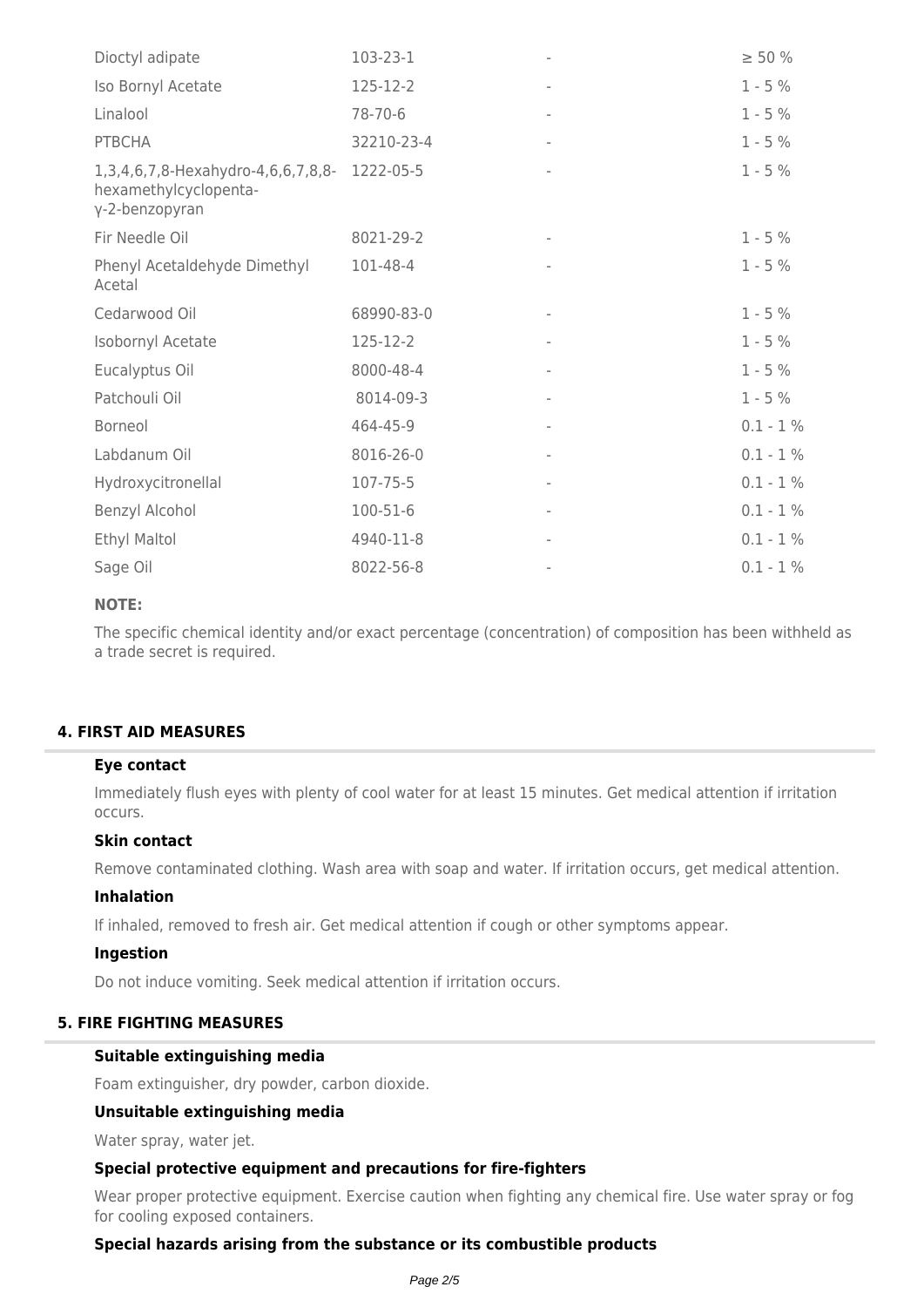| | | | |
|---|---|---|---|
| Dioctyl adipate | 103-23-1 | - | ≥ 50 % |
| Iso Bornyl Acetate | 125-12-2 | - | 1 - 5 % |
| Linalool | 78-70-6 | - | 1 - 5 % |
| PTBCHA | 32210-23-4 | - | 1 - 5 % |
| 1,3,4,6,7,8-Hexahydro-4,6,6,7,8,8-hexamethylcyclopenta-γ-2-benzopyran | 1222-05-5 | - | 1 - 5 % |
| Fir Needle Oil | 8021-29-2 | - | 1 - 5 % |
| Phenyl Acetaldehyde Dimethyl Acetal | 101-48-4 | - | 1 - 5 % |
| Cedarwood Oil | 68990-83-0 | - | 1 - 5 % |
| Isobornyl Acetate | 125-12-2 | - | 1 - 5 % |
| Eucalyptus Oil | 8000-48-4 | - | 1 - 5 % |
| Patchouli Oil | 8014-09-3 | - | 1 - 5 % |
| Borneol | 464-45-9 | - | 0.1 - 1 % |
| Labdanum Oil | 8016-26-0 | - | 0.1 - 1 % |
| Hydroxycitronellal | 107-75-5 | - | 0.1 - 1 % |
| Benzyl Alcohol | 100-51-6 | - | 0.1 - 1 % |
| Ethyl Maltol | 4940-11-8 | - | 0.1 - 1 % |
| Sage Oil | 8022-56-8 | - | 0.1 - 1 % |

**NOTE:**

The specific chemical identity and/or exact percentage (concentration) of composition has been withheld as a trade secret is required.

## 4. FIRST AID MEASURES

### Eye contact

Immediately flush eyes with plenty of cool water for at least 15 minutes. Get medical attention if irritation occurs.

### Skin contact

Remove contaminated clothing. Wash area with soap and water. If irritation occurs, get medical attention.

### Inhalation

If inhaled, removed to fresh air. Get medical attention if cough or other symptoms appear.

### Ingestion

Do not induce vomiting. Seek medical attention if irritation occurs.

## 5. FIRE FIGHTING MEASURES

### Suitable extinguishing media

Foam extinguisher, dry powder, carbon dioxide.

### Unsuitable extinguishing media

Water spray, water jet.

### Special protective equipment and precautions for fire-fighters

Wear proper protective equipment. Exercise caution when fighting any chemical fire. Use water spray or fog for cooling exposed containers.

### Special hazards arising from the substance or its combustible products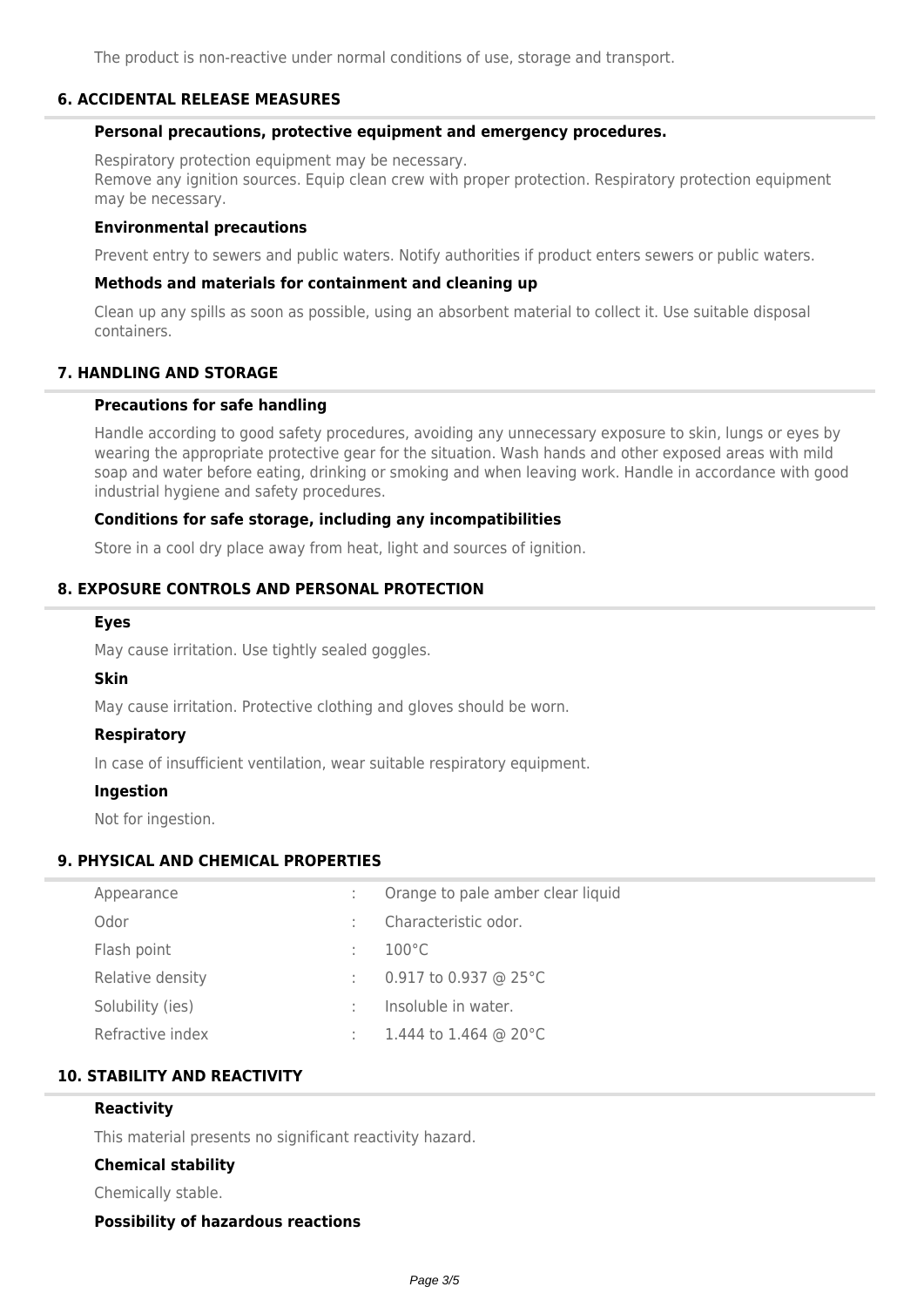The product is non-reactive under normal conditions of use, storage and transport.

## 6. ACCIDENTAL RELEASE MEASURES

### Personal precautions, protective equipment and emergency procedures.

Respiratory protection equipment may be necessary.
Remove any ignition sources. Equip clean crew with proper protection. Respiratory protection equipment may be necessary.

### Environmental precautions

Prevent entry to sewers and public waters. Notify authorities if product enters sewers or public waters.

### Methods and materials for containment and cleaning up

Clean up any spills as soon as possible, using an absorbent material to collect it. Use suitable disposal containers.

## 7. HANDLING AND STORAGE

### Precautions for safe handling

Handle according to good safety procedures, avoiding any unnecessary exposure to skin, lungs or eyes by wearing the appropriate protective gear for the situation. Wash hands and other exposed areas with mild soap and water before eating, drinking or smoking and when leaving work. Handle in accordance with good industrial hygiene and safety procedures.

### Conditions for safe storage, including any incompatibilities

Store in a cool dry place away from heat, light and sources of ignition.

## 8. EXPOSURE CONTROLS AND PERSONAL PROTECTION

### Eyes

May cause irritation. Use tightly sealed goggles.

### Skin

May cause irritation. Protective clothing and gloves should be worn.

### Respiratory

In case of insufficient ventilation, wear suitable respiratory equipment.

### Ingestion

Not for ingestion.

## 9. PHYSICAL AND CHEMICAL PROPERTIES

| | | |
|---|---|---|
| Appearance | : | Orange to pale amber clear liquid |
| Odor | : | Characteristic odor. |
| Flash point | : | 100°C |
| Relative density | : | 0.917 to 0.937 @ 25°C |
| Solubility (ies) | : | Insoluble in water. |
| Refractive index | : | 1.444 to 1.464 @ 20°C |

## 10. STABILITY AND REACTIVITY

### Reactivity

This material presents no significant reactivity hazard.

### Chemical stability

Chemically stable.

### Possibility of hazardous reactions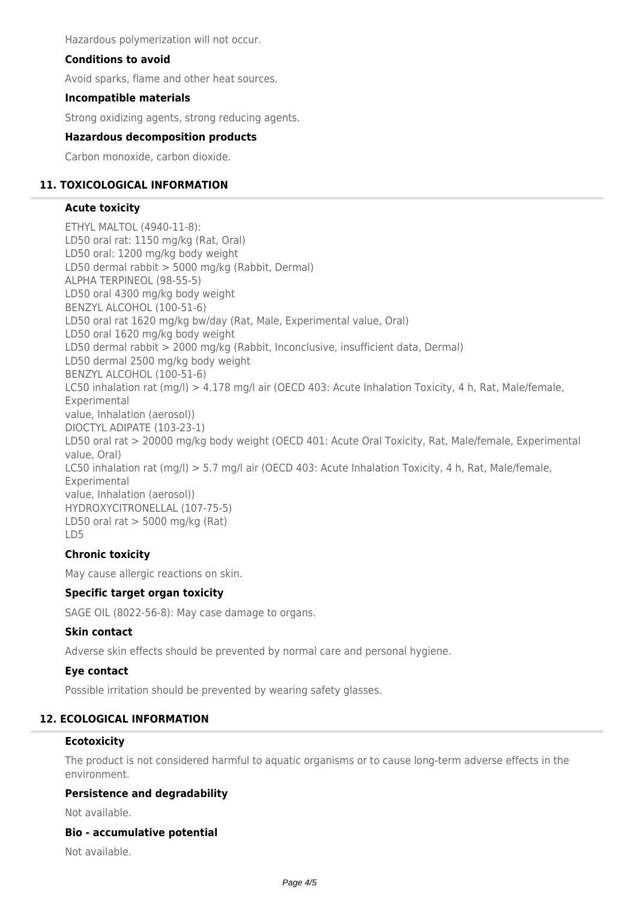Hazardous polymerization will not occur.

### Conditions to avoid

Avoid sparks, flame and other heat sources.

### Incompatible materials

Strong oxidizing agents, strong reducing agents.

### Hazardous decomposition products

Carbon monoxide, carbon dioxide.

## 11. TOXICOLOGICAL INFORMATION

### Acute toxicity

ETHYL MALTOL (4940-11-8):
LD50 oral rat: 1150 mg/kg (Rat, Oral)
LD50 oral: 1200 mg/kg body weight
LD50 dermal rabbit > 5000 mg/kg (Rabbit, Dermal)
ALPHA TERPINEOL (98-55-5)
LD50 oral 4300 mg/kg body weight
BENZYL ALCOHOL (100-51-6)
LD50 oral rat 1620 mg/kg bw/day (Rat, Male, Experimental value, Oral)
LD50 oral 1620 mg/kg body weight
LD50 dermal rabbit > 2000 mg/kg (Rabbit, Inconclusive, insufficient data, Dermal)
LD50 dermal 2500 mg/kg body weight
BENZYL ALCOHOL (100-51-6)
LC50 inhalation rat (mg/l) > 4.178 mg/l air (OECD 403: Acute Inhalation Toxicity, 4 h, Rat, Male/female, Experimental
value, Inhalation (aerosol))
DIOCTYL ADIPATE (103-23-1)
LD50 oral rat > 20000 mg/kg body weight (OECD 401: Acute Oral Toxicity, Rat, Male/female, Experimental value, Oral)
LC50 inhalation rat (mg/l) > 5.7 mg/l air (OECD 403: Acute Inhalation Toxicity, 4 h, Rat, Male/female, Experimental
value, Inhalation (aerosol))
HYDROXYCITRONELLAL (107-75-5)
LD50 oral rat > 5000 mg/kg (Rat)
LD5

### Chronic toxicity

May cause allergic reactions on skin.

### Specific target organ toxicity

SAGE OIL (8022-56-8): May case damage to organs.

### Skin contact

Adverse skin effects should be prevented by normal care and personal hygiene.

### Eye contact

Possible irritation should be prevented by wearing safety glasses.

## 12. ECOLOGICAL INFORMATION

### Ecotoxicity

The product is not considered harmful to aquatic organisms or to cause long-term adverse effects in the environment.

### Persistence and degradability

Not available.

### Bio - accumulative potential

Not available.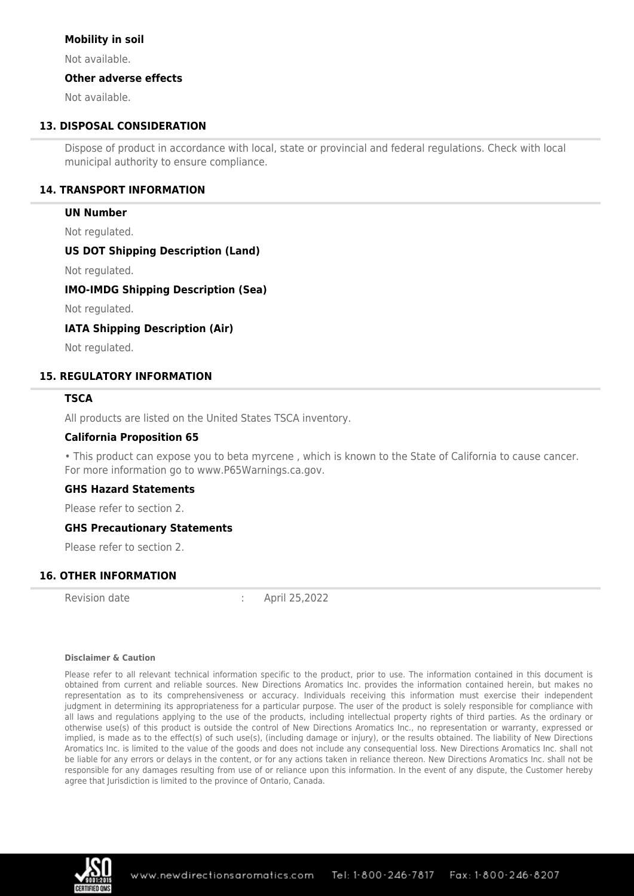**Mobility in soil**

Not available.

**Other adverse effects**

Not available.

## 13. DISPOSAL CONSIDERATION

Dispose of product in accordance with local, state or provincial and federal regulations. Check with local municipal authority to ensure compliance.

## 14. TRANSPORT INFORMATION

**UN Number**

Not regulated.

**US DOT Shipping Description (Land)**

Not regulated.

**IMO-IMDG Shipping Description (Sea)**

Not regulated.

**IATA Shipping Description (Air)**

Not regulated.

## 15. REGULATORY INFORMATION

**TSCA**

All products are listed on the United States TSCA inventory.

**California Proposition 65**

• This product can expose you to beta myrcene , which is known to the State of California to cause cancer. For more information go to www.P65Warnings.ca.gov.

**GHS Hazard Statements**

Please refer to section 2.

**GHS Precautionary Statements**

Please refer to section 2.

## 16. OTHER INFORMATION

Revision date : April 25,2022

**Disclaimer & Caution**

Please refer to all relevant technical information specific to the product, prior to use. The information contained in this document is obtained from current and reliable sources. New Directions Aromatics Inc. provides the information contained herein, but makes no representation as to its comprehensiveness or accuracy. Individuals receiving this information must exercise their independent judgment in determining its appropriateness for a particular purpose. The user of the product is solely responsible for compliance with all laws and regulations applying to the use of the products, including intellectual property rights of third parties. As the ordinary or otherwise use(s) of this product is outside the control of New Directions Aromatics Inc., no representation or warranty, expressed or implied, is made as to the effect(s) of such use(s), (including damage or injury), or the results obtained. The liability of New Directions Aromatics Inc. is limited to the value of the goods and does not include any consequential loss. New Directions Aromatics Inc. shall not be liable for any errors or delays in the content, or for any actions taken in reliance thereon. New Directions Aromatics Inc. shall not be responsible for any damages resulting from use of or reliance upon this information. In the event of any dispute, the Customer hereby agree that Jurisdiction is limited to the province of Ontario, Canada.